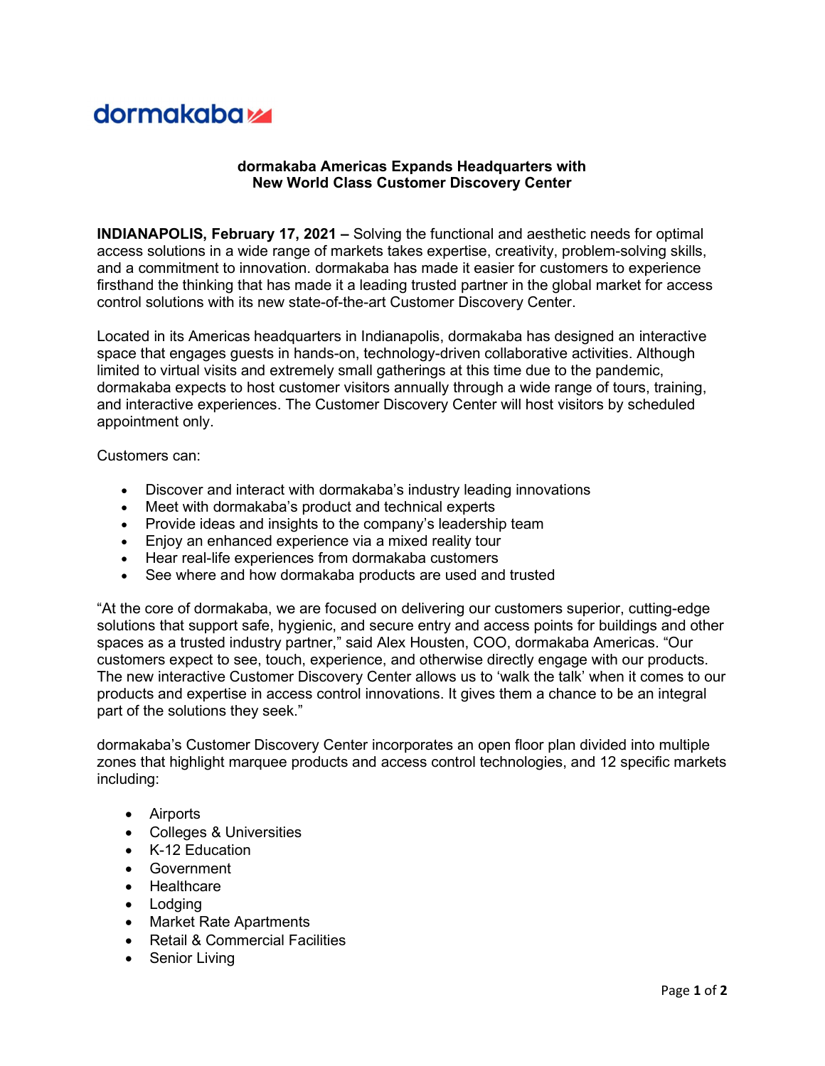dormakaba

## dormakaba Americas Expands Headquarters with New World Class Customer Discovery Center

**INDIANAPOLIS, February 17, 2021 –** Solving the functional and aesthetic needs for optimal access solutions in a wide range of markets takes expertise, creativity, problem-solving skills, and a commitment to innovation. dormakaba has made it easier for customers to experience firsthand the thinking that has made it a leading trusted partner in the global market for access control solutions with its new state-of-the-art Customer Discovery Center.

Located in its Americas headquarters in Indianapolis, dormakaba has designed an interactive space that engages guests in hands-on, technology-driven collaborative activities. Although limited to virtual visits and extremely small gatherings at this time due to the pandemic, dormakaba expects to host customer visitors annually through a wide range of tours, training, and interactive experiences. The Customer Discovery Center will host visitors by scheduled appointment only.

Customers can:

- Discover and interact with dormakaba's industry leading innovations
- Meet with dormakaba's product and technical experts
- Provide ideas and insights to the company's leadership team
- Enjoy an enhanced experience via a mixed reality tour
- Hear real-life experiences from dormakaba customers
- See where and how dormakaba products are used and trusted

"At the core of dormakaba, we are focused on delivering our customers superior, cutting-edge solutions that support safe, hygienic, and secure entry and access points for buildings and other spaces as a trusted industry partner," said Alex Housten, COO, dormakaba Americas. "Our customers expect to see, touch, experience, and otherwise directly engage with our products. The new interactive Customer Discovery Center allows us to 'walk the talk' when it comes to our products and expertise in access control innovations. It gives them a chance to be an integral part of the solutions they seek."

dormakaba's Customer Discovery Center incorporates an open floor plan divided into multiple zones that highlight marquee products and access control technologies, and 12 specific markets including:

- Airports
- Colleges & Universities
- K-12 Education
- Government
- Healthcare
- Lodging
- Market Rate Apartments
- Retail & Commercial Facilities
- Senior Living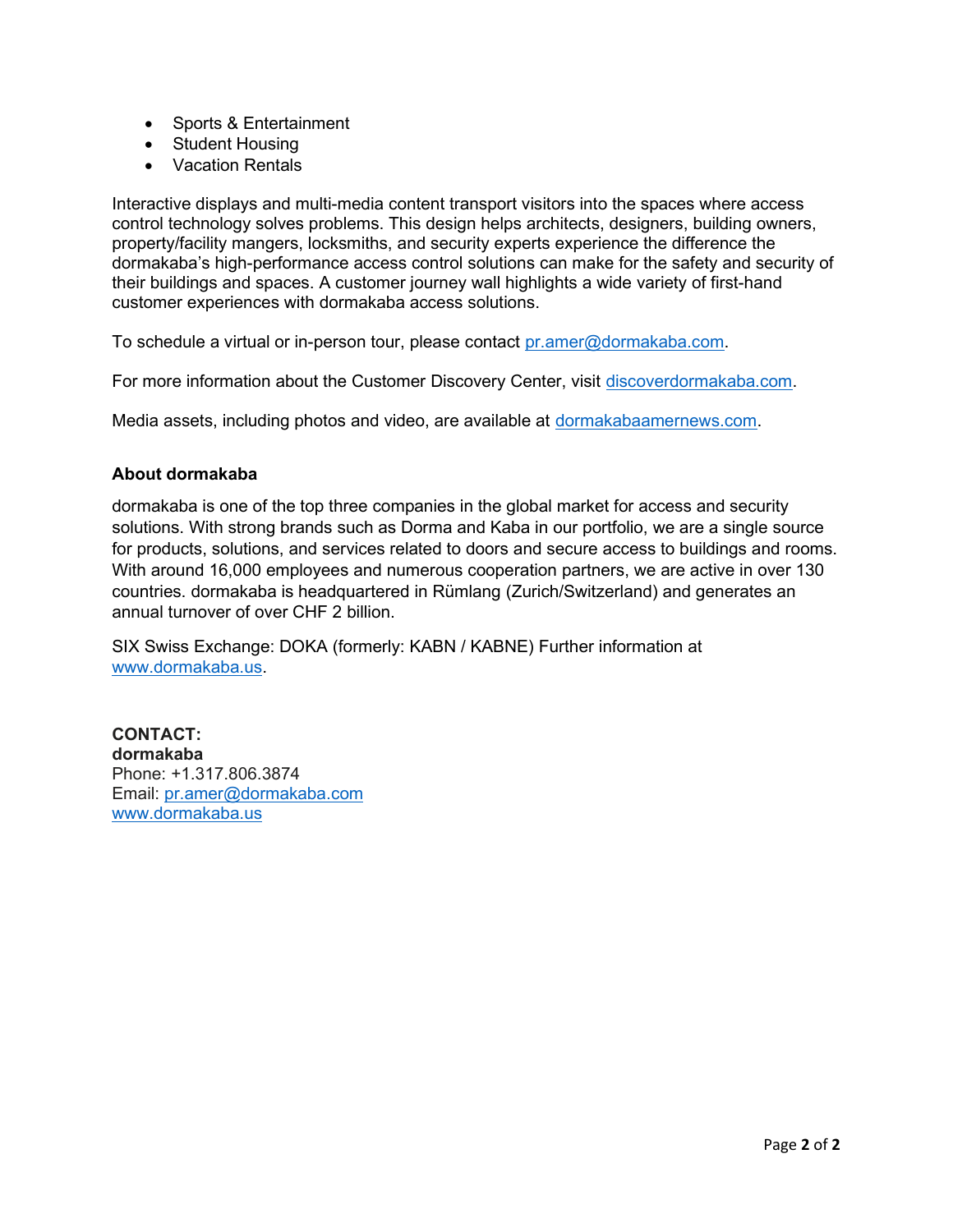- Sports & Entertainment
- Student Housing
- Vacation Rentals

Interactive displays and multi-media content transport visitors into the spaces where access control technology solves problems. This design helps architects, designers, building owners, property/facility mangers, locksmiths, and security experts experience the difference the dormakaba's high-performance access control solutions can make for the safety and security of their buildings and spaces. A customer journey wall highlights a wide variety of first-hand customer experiences with dormakaba access solutions.

To schedule a virtual or in-person tour, please contact pr.amer@dormakaba.com.

For more information about the Customer Discovery Center, visit discoverdormakaba.com.

Media assets, including photos and video, are available at dormakabaamernews.com.

**About dormakaba**

dormakaba is one of the top three companies in the global market for access and security solutions. With strong brands such as Dorma and Kaba in our portfolio, we are a single source for products, solutions, and services related to doors and secure access to buildings and rooms. With around 16,000 employees and numerous cooperation partners, we are active in over 130 countries. dormakaba is headquartered in Rümlang (Zurich/Switzerland) and generates an annual turnover of over CHF 2 billion.

SIX Swiss Exchange: DOKA (formerly: KABN / KABNE) Further information at www.dormakaba.us.

**CONTACT:**
**dormakaba**
Phone: +1.317.806.3874
Email: pr.amer@dormakaba.com
www.dormakaba.us